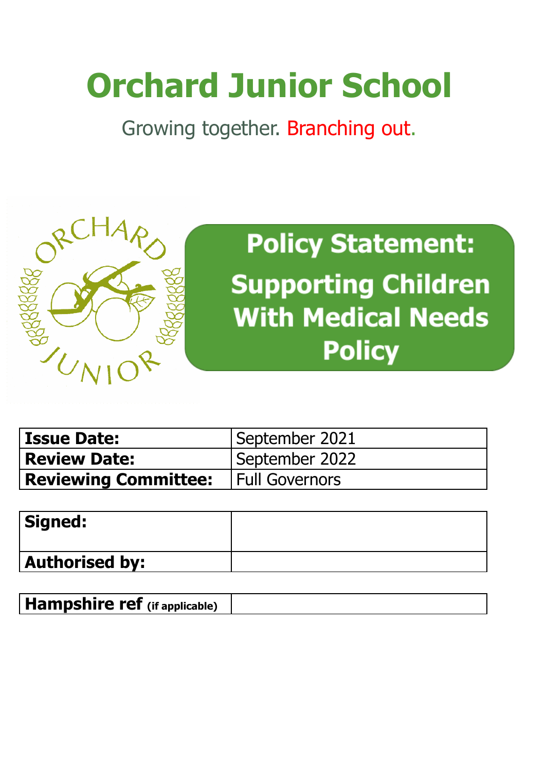# Orchard Junior School

Growing together. Branching out.

## Policy Statement: Supporting Children With Medical Needs Policy

| **Issue Date:** | September 2021 |
| --- | --- |
| **Review Date:** | September 2022 |
| **Reviewing Committee:** | Full Governors |

| **Signed:** | |
| --- | --- |
| **Authorised by:** | |

| **Hampshire ref** (if applicable) | |
| --- | --- |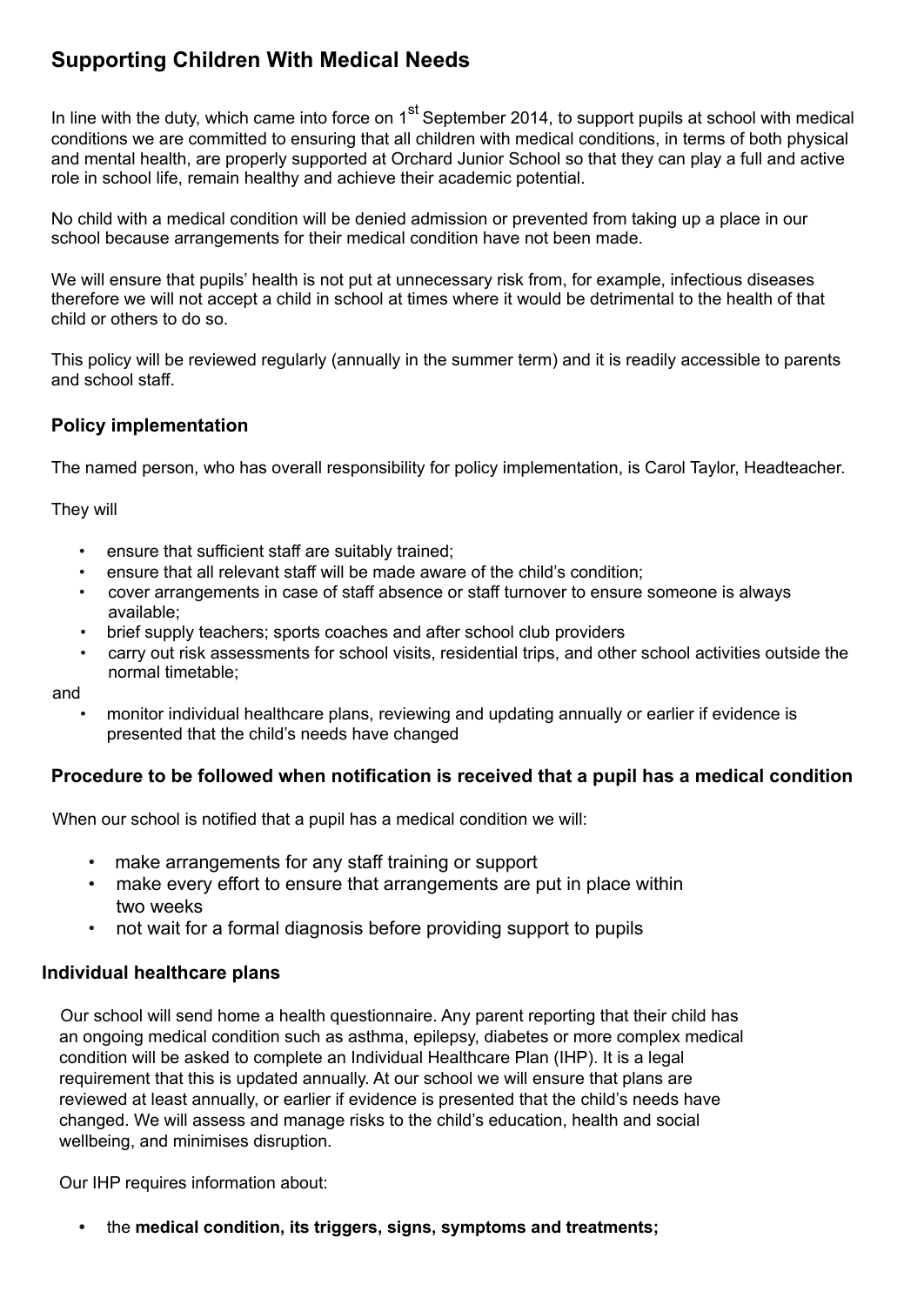## Supporting Children With Medical Needs

In line with the duty, which came into force on 1st September 2014, to support pupils at school with medical conditions we are committed to ensuring that all children with medical conditions, in terms of both physical and mental health, are properly supported at Orchard Junior School so that they can play a full and active role in school life, remain healthy and achieve their academic potential.

No child with a medical condition will be denied admission or prevented from taking up a place in our school because arrangements for their medical condition have not been made.

We will ensure that pupils' health is not put at unnecessary risk from, for example, infectious diseases therefore we will not accept a child in school at times where it would be detrimental to the health of that child or others to do so.

This policy will be reviewed regularly (annually in the summer term) and it is readily accessible to parents and school staff.

### Policy implementation

The named person, who has overall responsibility for policy implementation, is Carol Taylor, Headteacher.

They will

- ensure that sufficient staff are suitably trained;
- ensure that all relevant staff will be made aware of the child's condition;
- cover arrangements in case of staff absence or staff turnover to ensure someone is always available;
- brief supply teachers; sports coaches and after school club providers
- carry out risk assessments for school visits, residential trips, and other school activities outside the normal timetable;

and

- monitor individual healthcare plans, reviewing and updating annually or earlier if evidence is presented that the child's needs have changed

### Procedure to be followed when notification is received that a pupil has a medical condition

When our school is notified that a pupil has a medical condition we will:

- make arrangements for any staff training or support
- make every effort to ensure that arrangements are put in place within two weeks
- not wait for a formal diagnosis before providing support to pupils

### Individual healthcare plans

Our school will send home a health questionnaire. Any parent reporting that their child has an ongoing medical condition such as asthma, epilepsy, diabetes or more complex medical condition will be asked to complete an Individual Healthcare Plan (IHP). It is a legal requirement that this is updated annually. At our school we will ensure that plans are reviewed at least annually, or earlier if evidence is presented that the child's needs have changed. We will assess and manage risks to the child's education, health and social wellbeing, and minimises disruption.

Our IHP requires information about:

- the **medical condition, its triggers, signs, symptoms and treatments;**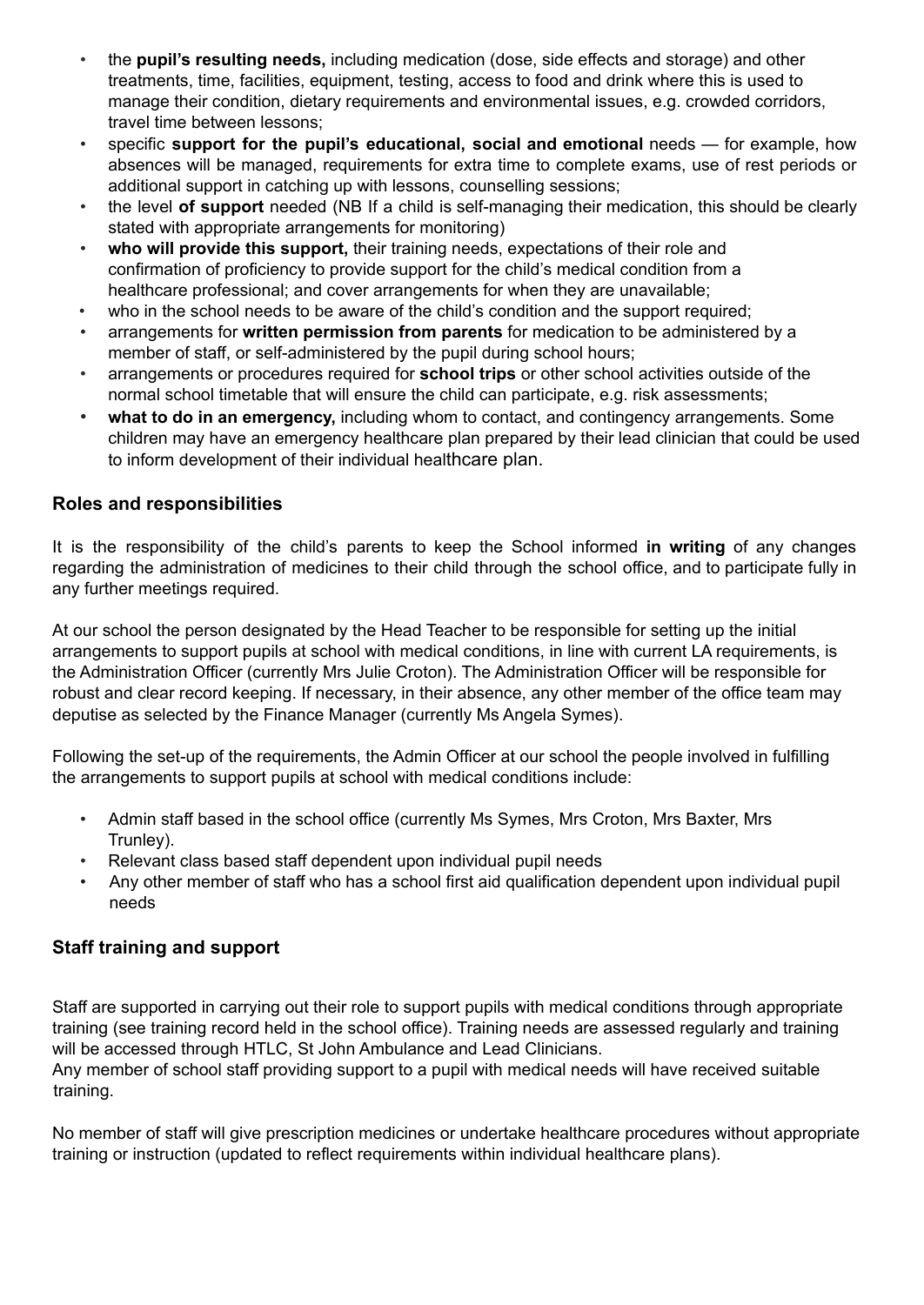- the **pupil's resulting needs,** including medication (dose, side effects and storage) and other treatments, time, facilities, equipment, testing, access to food and drink where this is used to manage their condition, dietary requirements and environmental issues, e.g. crowded corridors, travel time between lessons;
- specific **support for the pupil's educational, social and emotional** needs — for example, how absences will be managed, requirements for extra time to complete exams, use of rest periods or additional support in catching up with lessons, counselling sessions;
- the level **of support** needed (NB If a child is self-managing their medication, this should be clearly stated with appropriate arrangements for monitoring)
- **who will provide this support,** their training needs, expectations of their role and confirmation of proficiency to provide support for the child's medical condition from a healthcare professional; and cover arrangements for when they are unavailable;
- who in the school needs to be aware of the child's condition and the support required;
- arrangements for **written permission from parents** for medication to be administered by a member of staff, or self-administered by the pupil during school hours;
- arrangements or procedures required for **school trips** or other school activities outside of the normal school timetable that will ensure the child can participate, e.g. risk assessments;
- **what to do in an emergency,** including whom to contact, and contingency arrangements. Some children may have an emergency healthcare plan prepared by their lead clinician that could be used to inform development of their individual healthcare plan.

## Roles and responsibilities

It is the responsibility of the child's parents to keep the School informed **in writing** of any changes regarding the administration of medicines to their child through the school office, and to participate fully in any further meetings required.

At our school the person designated by the Head Teacher to be responsible for setting up the initial arrangements to support pupils at school with medical conditions, in line with current LA requirements, is the Administration Officer (currently Mrs Julie Croton). The Administration Officer will be responsible for robust and clear record keeping. If necessary, in their absence, any other member of the office team may deputise as selected by the Finance Manager (currently Ms Angela Symes).

Following the set-up of the requirements, the Admin Officer at our school the people involved in fulfilling the arrangements to support pupils at school with medical conditions include:

- Admin staff based in the school office (currently Ms Symes, Mrs Croton, Mrs Baxter, Mrs Trunley).
- Relevant class based staff dependent upon individual pupil needs
- Any other member of staff who has a school first aid qualification dependent upon individual pupil needs

## Staff training and support

Staff are supported in carrying out their role to support pupils with medical conditions through appropriate training (see training record held in the school office). Training needs are assessed regularly and training will be accessed through HTLC, St John Ambulance and Lead Clinicians.
Any member of school staff providing support to a pupil with medical needs will have received suitable training.

No member of staff will give prescription medicines or undertake healthcare procedures without appropriate training or instruction (updated to reflect requirements within individual healthcare plans).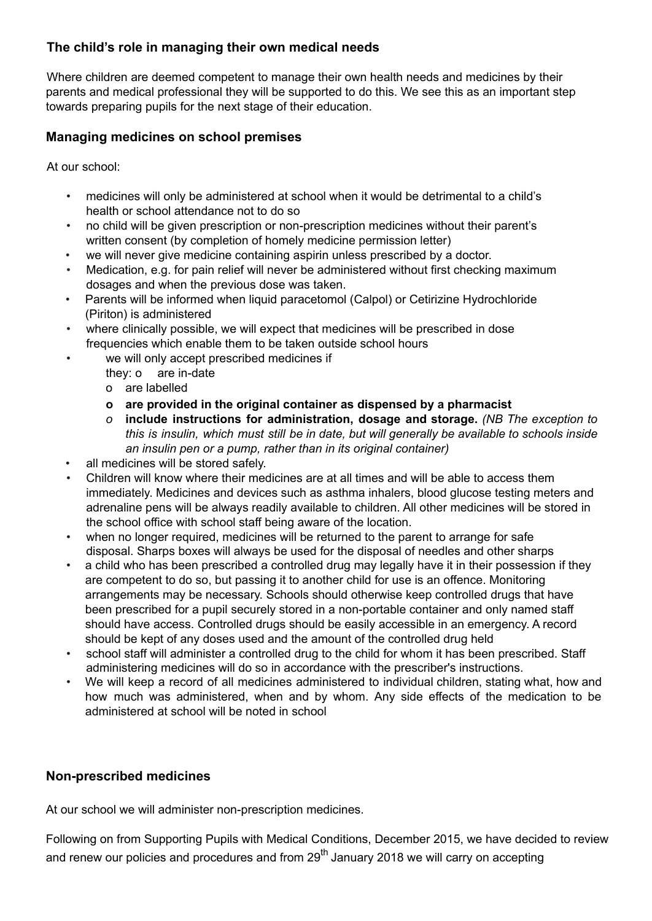## The child's role in managing their own medical needs

Where children are deemed competent to manage their own health needs and medicines by their parents and medical professional they will be supported to do this. We see this as an important step towards preparing pupils for the next stage of their education.

## Managing medicines on school premises

At our school:

- medicines will only be administered at school when it would be detrimental to a child's health or school attendance not to do so
- no child will be given prescription or non-prescription medicines without their parent's written consent (by completion of homely medicine permission letter)
- we will never give medicine containing aspirin unless prescribed by a doctor.
- Medication, e.g. for pain relief will never be administered without first checking maximum dosages and when the previous dose was taken.
- Parents will be informed when liquid paracetomol (Calpol) or Cetirizine Hydrochloride (Piriton) is administered
- where clinically possible, we will expect that medicines will be prescribed in dose frequencies which enable them to be taken outside school hours
- we will only accept prescribed medicines if they:
  - are in-date
  - are labelled
  - **are provided in the original container as dispensed by a pharmacist**
  - **include instructions for administration, dosage and storage.** *(NB The exception to this is insulin, which must still be in date, but will generally be available to schools inside an insulin pen or a pump, rather than in its original container)*
- all medicines will be stored safely.
- Children will know where their medicines are at all times and will be able to access them immediately. Medicines and devices such as asthma inhalers, blood glucose testing meters and adrenaline pens will be always readily available to children. All other medicines will be stored in the school office with school staff being aware of the location.
- when no longer required, medicines will be returned to the parent to arrange for safe disposal. Sharps boxes will always be used for the disposal of needles and other sharps
- a child who has been prescribed a controlled drug may legally have it in their possession if they are competent to do so, but passing it to another child for use is an offence. Monitoring arrangements may be necessary. Schools should otherwise keep controlled drugs that have been prescribed for a pupil securely stored in a non-portable container and only named staff should have access. Controlled drugs should be easily accessible in an emergency. A record should be kept of any doses used and the amount of the controlled drug held
- school staff will administer a controlled drug to the child for whom it has been prescribed. Staff administering medicines will do so in accordance with the prescriber's instructions.
- We will keep a record of all medicines administered to individual children, stating what, how and how much was administered, when and by whom. Any side effects of the medication to be administered at school will be noted in school

## Non-prescribed medicines

At our school we will administer non-prescription medicines.

Following on from Supporting Pupils with Medical Conditions, December 2015, we have decided to review and renew our policies and procedures and from 29th January 2018 we will carry on accepting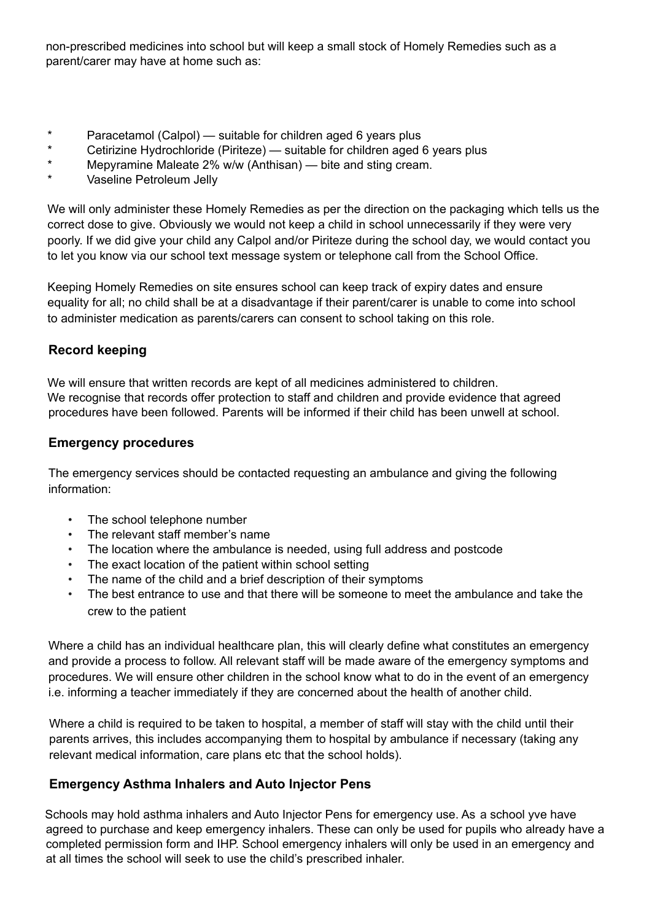non-prescribed medicines into school but will keep a small stock of Homely Remedies such as a parent/carer may have at home such as:

* Paracetamol (Calpol) — suitable for children aged 6 years plus
* Cetirizine Hydrochloride (Piriteze) — suitable for children aged 6 years plus
* Mepyramine Maleate 2% w/w (Anthisan) — bite and sting cream.
* Vaseline Petroleum Jelly

We will only administer these Homely Remedies as per the direction on the packaging which tells us the correct dose to give. Obviously we would not keep a child in school unnecessarily if they were very poorly. If we did give your child any Calpol and/or Piriteze during the school day, we would contact you to let you know via our school text message system or telephone call from the School Office.

Keeping Homely Remedies on site ensures school can keep track of expiry dates and ensure equality for all; no child shall be at a disadvantage if their parent/carer is unable to come into school to administer medication as parents/carers can consent to school taking on this role.

## Record keeping

We will ensure that written records are kept of all medicines administered to children. We recognise that records offer protection to staff and children and provide evidence that agreed procedures have been followed. Parents will be informed if their child has been unwell at school.

## Emergency procedures

The emergency services should be contacted requesting an ambulance and giving the following information:

- The school telephone number
- The relevant staff member's name
- The location where the ambulance is needed, using full address and postcode
- The exact location of the patient within school setting
- The name of the child and a brief description of their symptoms
- The best entrance to use and that there will be someone to meet the ambulance and take the crew to the patient

Where a child has an individual healthcare plan, this will clearly define what constitutes an emergency and provide a process to follow. All relevant staff will be made aware of the emergency symptoms and procedures. We will ensure other children in the school know what to do in the event of an emergency i.e. informing a teacher immediately if they are concerned about the health of another child.

Where a child is required to be taken to hospital, a member of staff will stay with the child until their parents arrives, this includes accompanying them to hospital by ambulance if necessary (taking any relevant medical information, care plans etc that the school holds).

## Emergency Asthma Inhalers and Auto Injector Pens

Schools may hold asthma inhalers and Auto Injector Pens for emergency use. As a school yve have agreed to purchase and keep emergency inhalers. These can only be used for pupils who already have a completed permission form and IHP. School emergency inhalers will only be used in an emergency and at all times the school will seek to use the child's prescribed inhaler.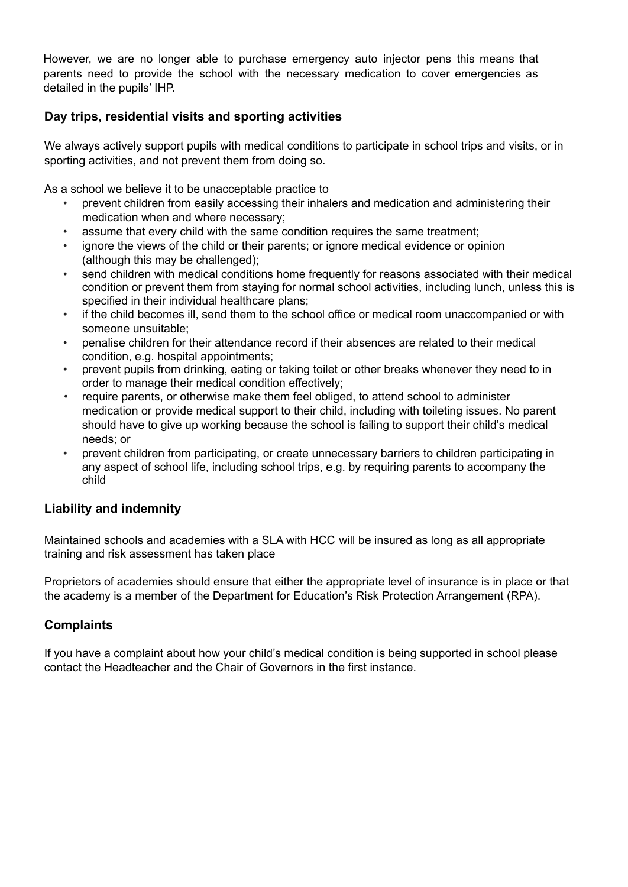However, we are no longer able to purchase emergency auto injector pens this means that parents need to provide the school with the necessary medication to cover emergencies as detailed in the pupils' IHP.

## Day trips, residential visits and sporting activities

We always actively support pupils with medical conditions to participate in school trips and visits, or in sporting activities, and not prevent them from doing so.

As a school we believe it to be unacceptable practice to

- prevent children from easily accessing their inhalers and medication and administering their medication when and where necessary;
- assume that every child with the same condition requires the same treatment;
- ignore the views of the child or their parents; or ignore medical evidence or opinion (although this may be challenged);
- send children with medical conditions home frequently for reasons associated with their medical condition or prevent them from staying for normal school activities, including lunch, unless this is specified in their individual healthcare plans;
- if the child becomes ill, send them to the school office or medical room unaccompanied or with someone unsuitable;
- penalise children for their attendance record if their absences are related to their medical condition, e.g. hospital appointments;
- prevent pupils from drinking, eating or taking toilet or other breaks whenever they need to in order to manage their medical condition effectively;
- require parents, or otherwise make them feel obliged, to attend school to administer medication or provide medical support to their child, including with toileting issues. No parent should have to give up working because the school is failing to support their child's medical needs; or
- prevent children from participating, or create unnecessary barriers to children participating in any aspect of school life, including school trips, e.g. by requiring parents to accompany the child

## Liability and indemnity

Maintained schools and academies with a SLA with HCC will be insured as long as all appropriate training and risk assessment has taken place

Proprietors of academies should ensure that either the appropriate level of insurance is in place or that the academy is a member of the Department for Education's Risk Protection Arrangement (RPA).

## Complaints

If you have a complaint about how your child's medical condition is being supported in school please contact the Headteacher and the Chair of Governors in the first instance.